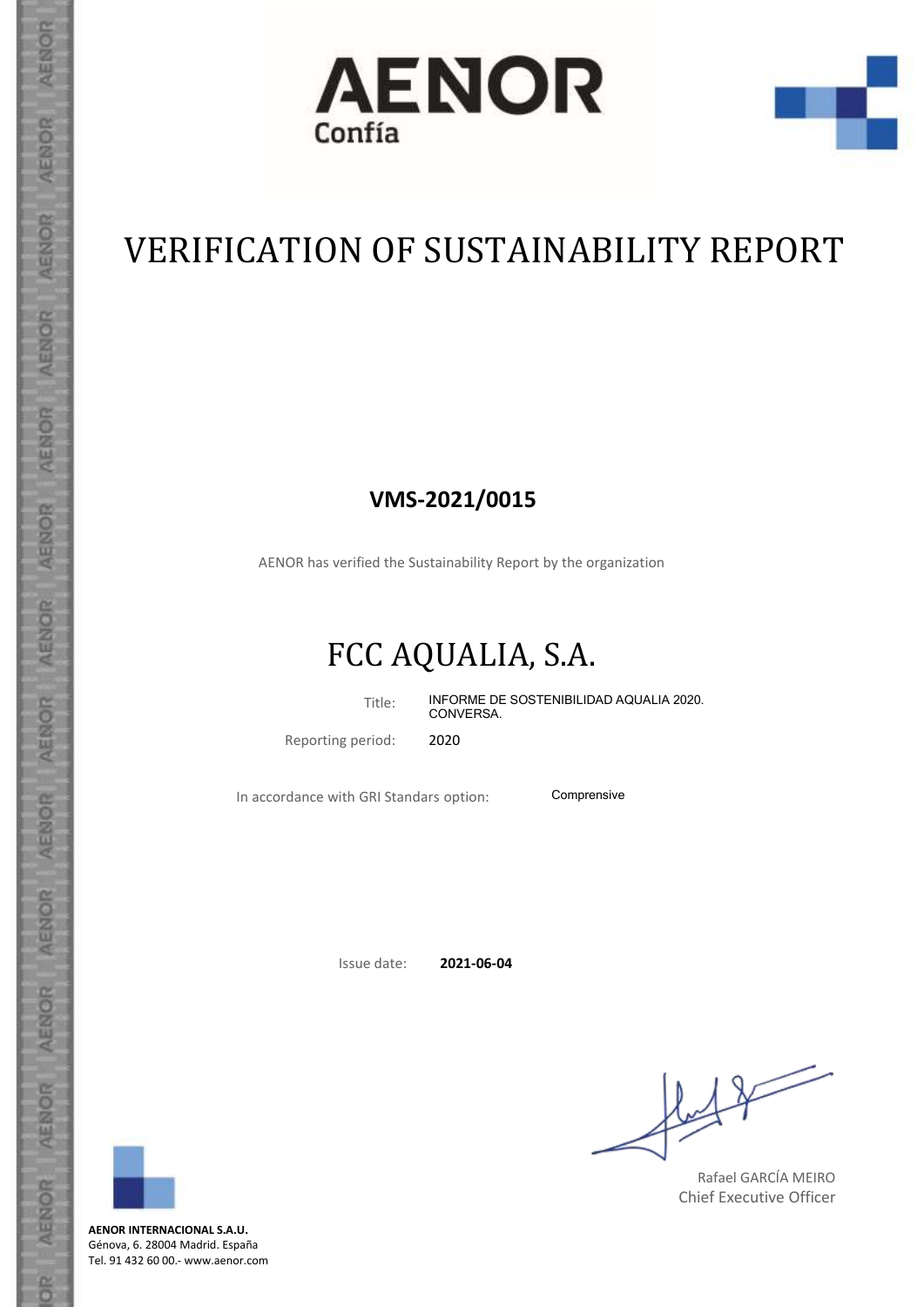AENOR
Confía

# VERIFICATION OF SUSTAINABILITY REPORT

**VMS-2021/0015**

AENOR has verified the Sustainability Report by the organization

## FCC AQUALIA, S.A.

Title: INFORME DE SOSTENIBILIDAD AQUALIA 2020. CONVERSA.

Reporting period: 2020

In accordance with GRI Standars option: Comprensive

Issue date: **2021-06-04**

Rafael GARCÍA MEIRO
Chief Executive Officer

**AENOR INTERNACIONAL S.A.U.**
Génova, 6. 28004 Madrid. España
Tel. 91 432 60 00.- www.aenor.com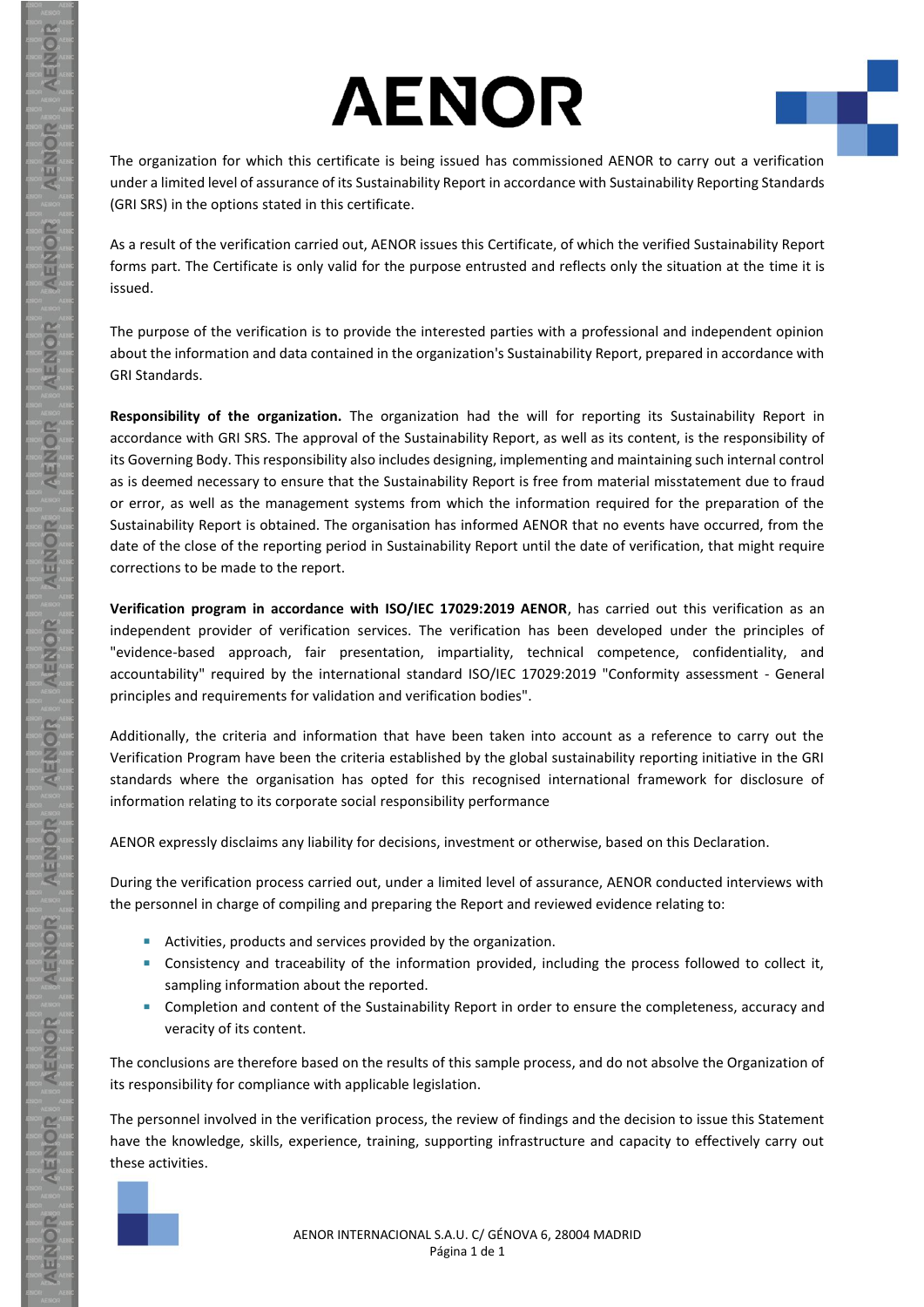# AENOR

The organization for which this certificate is being issued has commissioned AENOR to carry out a verification under a limited level of assurance of its Sustainability Report in accordance with Sustainability Reporting Standards (GRI SRS) in the options stated in this certificate.

As a result of the verification carried out, AENOR issues this Certificate, of which the verified Sustainability Report forms part. The Certificate is only valid for the purpose entrusted and reflects only the situation at the time it is issued.

The purpose of the verification is to provide the interested parties with a professional and independent opinion about the information and data contained in the organization's Sustainability Report, prepared in accordance with GRI Standards.

**Responsibility of the organization.** The organization had the will for reporting its Sustainability Report in accordance with GRI SRS. The approval of the Sustainability Report, as well as its content, is the responsibility of its Governing Body. This responsibility also includes designing, implementing and maintaining such internal control as is deemed necessary to ensure that the Sustainability Report is free from material misstatement due to fraud or error, as well as the management systems from which the information required for the preparation of the Sustainability Report is obtained. The organisation has informed AENOR that no events have occurred, from the date of the close of the reporting period in Sustainability Report until the date of verification, that might require corrections to be made to the report.

**Verification program in accordance with ISO/IEC 17029:2019 AENOR**, has carried out this verification as an independent provider of verification services. The verification has been developed under the principles of "evidence-based approach, fair presentation, impartiality, technical competence, confidentiality, and accountability" required by the international standard ISO/IEC 17029:2019 "Conformity assessment - General principles and requirements for validation and verification bodies".

Additionally, the criteria and information that have been taken into account as a reference to carry out the Verification Program have been the criteria established by the global sustainability reporting initiative in the GRI standards where the organisation has opted for this recognised international framework for disclosure of information relating to its corporate social responsibility performance

AENOR expressly disclaims any liability for decisions, investment or otherwise, based on this Declaration.

During the verification process carried out, under a limited level of assurance, AENOR conducted interviews with the personnel in charge of compiling and preparing the Report and reviewed evidence relating to:

- Activities, products and services provided by the organization.
- Consistency and traceability of the information provided, including the process followed to collect it, sampling information about the reported.
- Completion and content of the Sustainability Report in order to ensure the completeness, accuracy and veracity of its content.

The conclusions are therefore based on the results of this sample process, and do not absolve the Organization of its responsibility for compliance with applicable legislation.

The personnel involved in the verification process, the review of findings and the decision to issue this Statement have the knowledge, skills, experience, training, supporting infrastructure and capacity to effectively carry out these activities.

AENOR INTERNACIONAL S.A.U. C/ GÉNOVA 6, 28004 MADRID